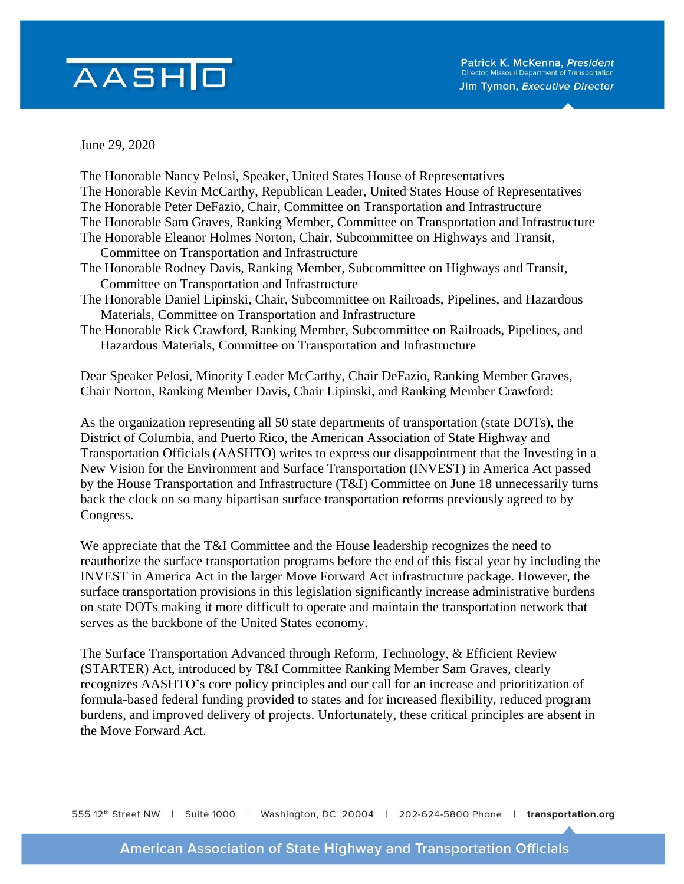**AASHTO**

**Patrick K. McKenna**, *President*
Director, Missouri Department of Transportation
**Jim Tymon**, *Executive Director*

June 29, 2020

The Honorable Nancy Pelosi, Speaker, United States House of Representatives
The Honorable Kevin McCarthy, Republican Leader, United States House of Representatives
The Honorable Peter DeFazio, Chair, Committee on Transportation and Infrastructure
The Honorable Sam Graves, Ranking Member, Committee on Transportation and Infrastructure
The Honorable Eleanor Holmes Norton, Chair, Subcommittee on Highways and Transit, Committee on Transportation and Infrastructure
The Honorable Rodney Davis, Ranking Member, Subcommittee on Highways and Transit, Committee on Transportation and Infrastructure
The Honorable Daniel Lipinski, Chair, Subcommittee on Railroads, Pipelines, and Hazardous Materials, Committee on Transportation and Infrastructure
The Honorable Rick Crawford, Ranking Member, Subcommittee on Railroads, Pipelines, and Hazardous Materials, Committee on Transportation and Infrastructure

Dear Speaker Pelosi, Minority Leader McCarthy, Chair DeFazio, Ranking Member Graves, Chair Norton, Ranking Member Davis, Chair Lipinski, and Ranking Member Crawford:

As the organization representing all 50 state departments of transportation (state DOTs), the District of Columbia, and Puerto Rico, the American Association of State Highway and Transportation Officials (AASHTO) writes to express our disappointment that the Investing in a New Vision for the Environment and Surface Transportation (INVEST) in America Act passed by the House Transportation and Infrastructure (T&I) Committee on June 18 unnecessarily turns back the clock on so many bipartisan surface transportation reforms previously agreed to by Congress.

We appreciate that the T&I Committee and the House leadership recognizes the need to reauthorize the surface transportation programs before the end of this fiscal year by including the INVEST in America Act in the larger Move Forward Act infrastructure package. However, the surface transportation provisions in this legislation significantly increase administrative burdens on state DOTs making it more difficult to operate and maintain the transportation network that serves as the backbone of the United States economy.

The Surface Transportation Advanced through Reform, Technology, & Efficient Review (STARTER) Act, introduced by T&I Committee Ranking Member Sam Graves, clearly recognizes AASHTO's core policy principles and our call for an increase and prioritization of formula-based federal funding provided to states and for increased flexibility, reduced program burdens, and improved delivery of projects. Unfortunately, these critical principles are absent in the Move Forward Act.

555 12th Street NW | Suite 1000 | Washington, DC 20004 | 202-624-5800 Phone | **transportation.org**

American Association of State Highway and Transportation Officials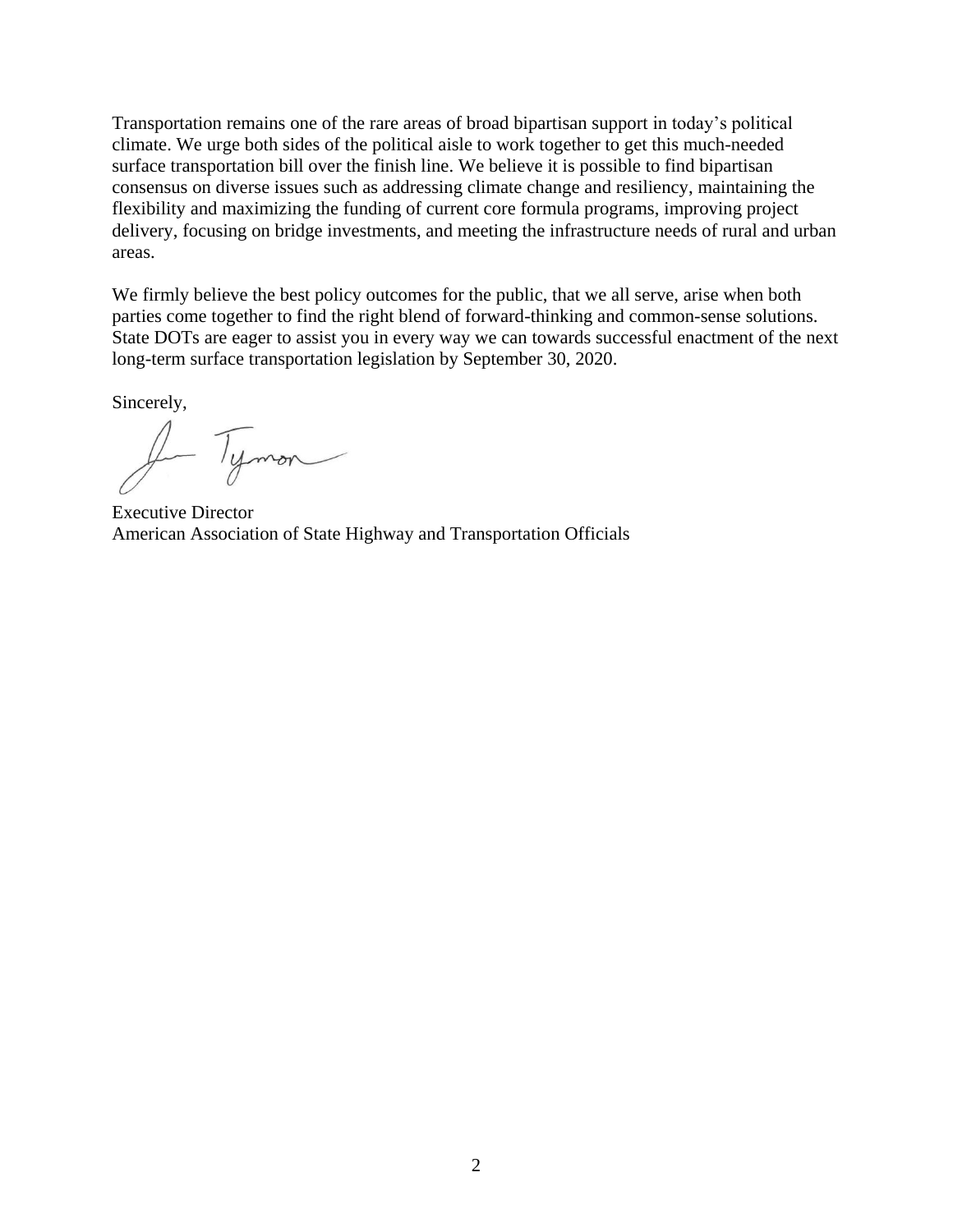Transportation remains one of the rare areas of broad bipartisan support in today's political climate. We urge both sides of the political aisle to work together to get this much-needed surface transportation bill over the finish line. We believe it is possible to find bipartisan consensus on diverse issues such as addressing climate change and resiliency, maintaining the flexibility and maximizing the funding of current core formula programs, improving project delivery, focusing on bridge investments, and meeting the infrastructure needs of rural and urban areas.

We firmly believe the best policy outcomes for the public, that we all serve, arise when both parties come together to find the right blend of forward-thinking and common-sense solutions. State DOTs are eager to assist you in every way we can towards successful enactment of the next long-term surface transportation legislation by September 30, 2020.

Sincerely,

Jim Tymon

Executive Director
American Association of State Highway and Transportation Officials